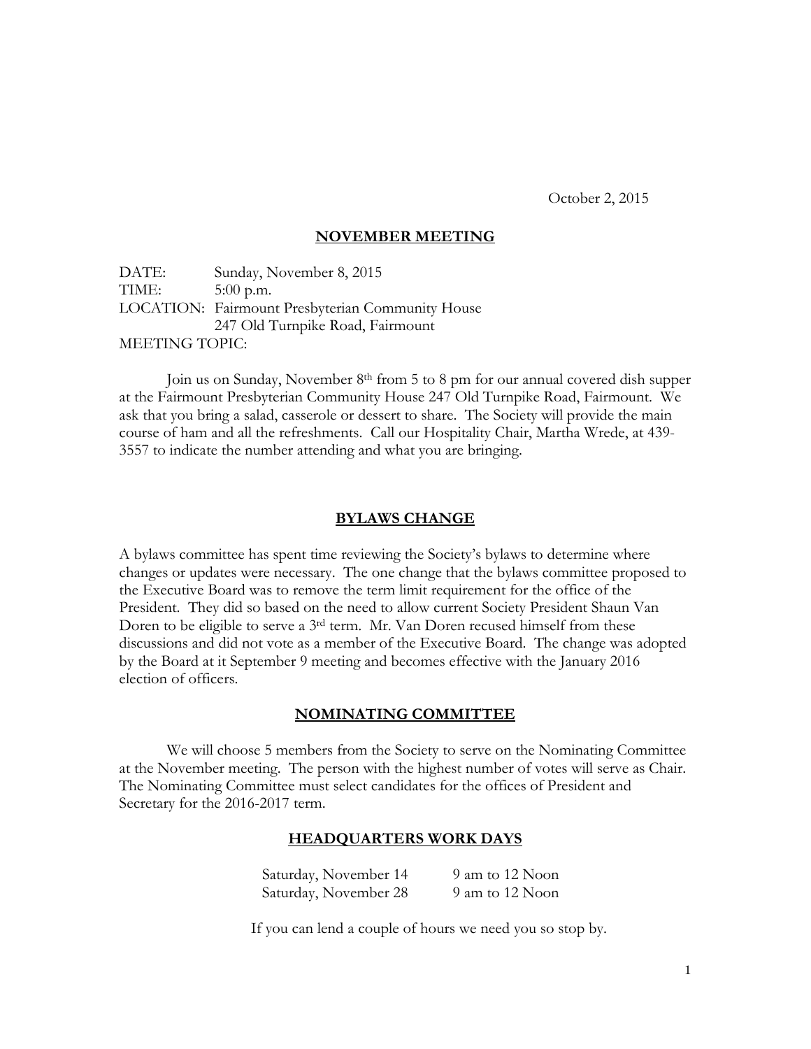October 2, 2015

## NOVEMBER MEETING

DATE: Sunday, November 8, 2015
TIME: 5:00 p.m.
LOCATION: Fairmount Presbyterian Community House
247 Old Turnpike Road, Fairmount
MEETING TOPIC:

Join us on Sunday, November 8th from 5 to 8 pm for our annual covered dish supper at the Fairmount Presbyterian Community House 247 Old Turnpike Road, Fairmount. We ask that you bring a salad, casserole or dessert to share. The Society will provide the main course of ham and all the refreshments. Call our Hospitality Chair, Martha Wrede, at 439-3557 to indicate the number attending and what you are bringing.

## BYLAWS CHANGE

A bylaws committee has spent time reviewing the Society's bylaws to determine where changes or updates were necessary. The one change that the bylaws committee proposed to the Executive Board was to remove the term limit requirement for the office of the President. They did so based on the need to allow current Society President Shaun Van Doren to be eligible to serve a 3rd term. Mr. Van Doren recused himself from these discussions and did not vote as a member of the Executive Board. The change was adopted by the Board at it September 9 meeting and becomes effective with the January 2016 election of officers.

## NOMINATING COMMITTEE

We will choose 5 members from the Society to serve on the Nominating Committee at the November meeting. The person with the highest number of votes will serve as Chair. The Nominating Committee must select candidates for the offices of President and Secretary for the 2016-2017 term.

## HEADQUARTERS WORK DAYS

| | |
|---|---|
| Saturday, November 14 | 9 am to 12 Noon |
| Saturday, November 28 | 9 am to 12 Noon |

If you can lend a couple of hours we need you so stop by.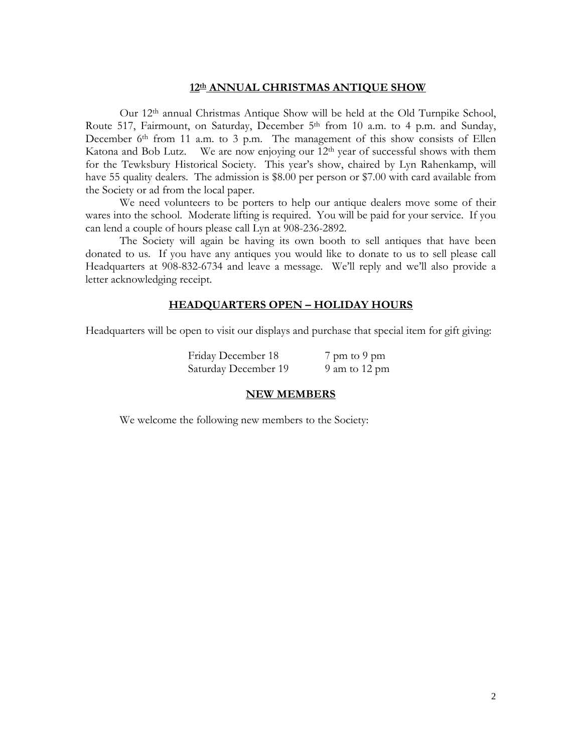## 12th ANNUAL CHRISTMAS ANTIQUE SHOW

Our 12th annual Christmas Antique Show will be held at the Old Turnpike School, Route 517, Fairmount, on Saturday, December 5th from 10 a.m. to 4 p.m. and Sunday, December 6th from 11 a.m. to 3 p.m. The management of this show consists of Ellen Katona and Bob Lutz. We are now enjoying our 12th year of successful shows with them for the Tewksbury Historical Society. This year's show, chaired by Lyn Rahenkamp, will have 55 quality dealers. The admission is $8.00 per person or $7.00 with card available from the Society or ad from the local paper.

We need volunteers to be porters to help our antique dealers move some of their wares into the school. Moderate lifting is required. You will be paid for your service. If you can lend a couple of hours please call Lyn at 908-236-2892.

The Society will again be having its own booth to sell antiques that have been donated to us. If you have any antiques you would like to donate to us to sell please call Headquarters at 908-832-6734 and leave a message. We'll reply and we'll also provide a letter acknowledging receipt.

## HEADQUARTERS OPEN – HOLIDAY HOURS

Headquarters will be open to visit our displays and purchase that special item for gift giving:

| | |
|---|---|
| Friday December 18 | 7 pm to 9 pm |
| Saturday December 19 | 9 am to 12 pm |

## NEW MEMBERS

We welcome the following new members to the Society: